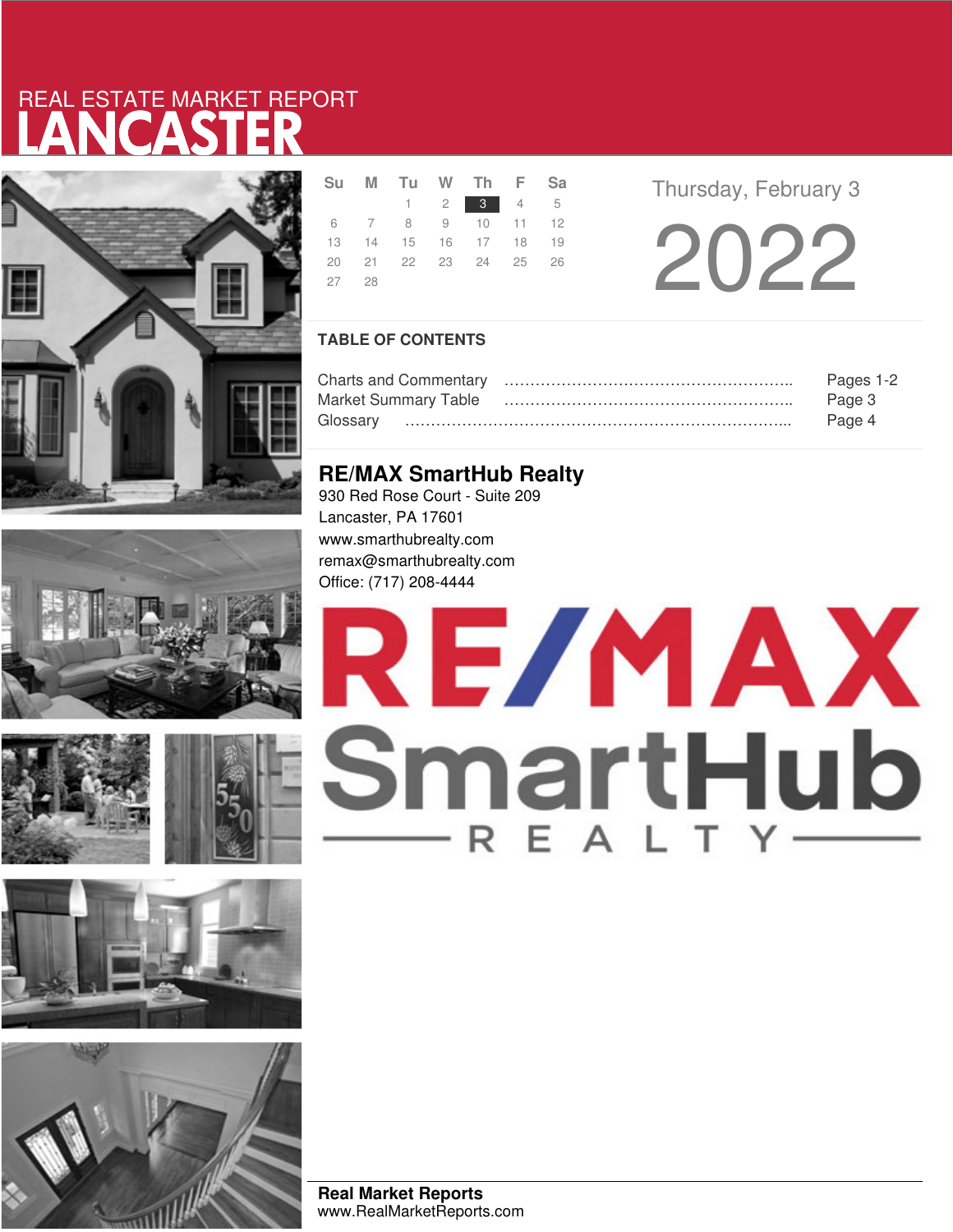# REAL ESTATE MARKET REPORT
# LANCASTER

| Su | M | Tu | W | Th | F | Sa |
|---|---|---|---|---|---|---|
| | | 1 | 2 | 3 | 4 | 5 |
| 6 | 7 | 8 | 9 | 10 | 11 | 12 |
| 13 | 14 | 15 | 16 | 17 | 18 | 19 |
| 20 | 21 | 22 | 23 | 24 | 25 | 26 |
| 27 | 28 | | | | | |

Thursday, February 3

2022

## TABLE OF CONTENTS

| | |
|---|---|
| Charts and Commentary | Pages 1-2 |
| Market Summary Table | Page 3 |
| Glossary | Page 4 |

## RE/MAX SmartHub Realty

930 Red Rose Court - Suite 209
Lancaster, PA 17601
www.smarthubrealty.com
remax@smarthubrealty.com
Office: (717) 208-4444

RE/MAX SmartHub REALTY

**Real Market Reports**
www.RealMarketReports.com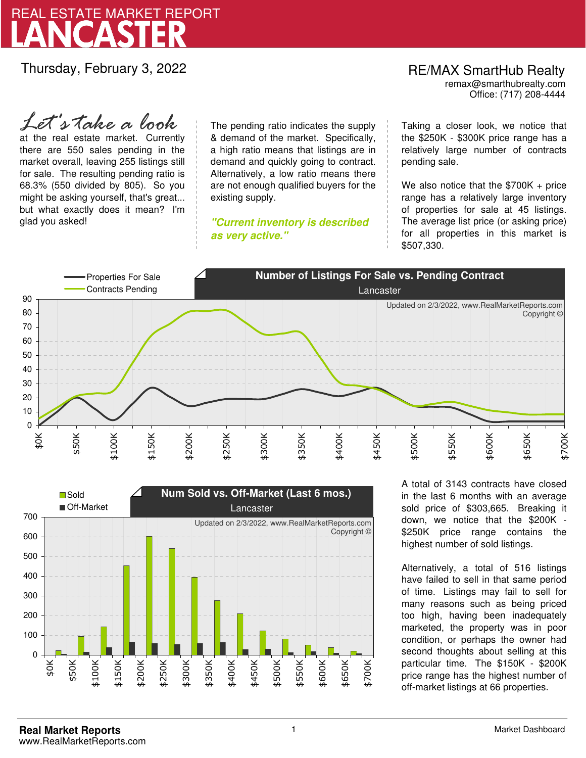# REAL ESTATE MARKET REPORT
# LANCASTER

Thursday, February 3, 2022

**RE/MAX SmartHub Realty**
remax@smarthubrealty.com
Office: (717) 208-4444

*Let's take a look* at the real estate market. Currently there are 550 sales pending in the market overall, leaving 255 listings still for sale. The resulting pending ratio is 68.3% (550 divided by 805). So you might be asking yourself, that's great... but what exactly does it mean? I'm glad you asked!

The pending ratio indicates the supply & demand of the market. Specifically, a high ratio means that listings are in demand and quickly going to contract. Alternatively, a low ratio means there are not enough qualified buyers for the existing supply.

*"Current inventory is described as very active."*

Taking a closer look, we notice that the $250K - $300K price range has a relatively large number of contracts pending sale.

We also notice that the $700K + price range has a relatively large inventory of properties for sale at 45 listings. The average list price (or asking price) for all properties in this market is $507,330.

**Number of Listings For Sale vs. Pending Contract**
Lancaster

Updated on 2/3/2022, www.RealMarketReports.com Copyright ©

**Num Sold vs. Off-Market (Last 6 mos.)**
Lancaster

Updated on 2/3/2022, www.RealMarketReports.com Copyright ©

A total of 3143 contracts have closed in the last 6 months with an average sold price of $303,665. Breaking it down, we notice that the $200K - $250K price range contains the highest number of sold listings.

Alternatively, a total of 516 listings have failed to sell in that same period of time. Listings may fail to sell for many reasons such as being priced too high, having been inadequately marketed, the property was in poor condition, or perhaps the owner had second thoughts about selling at this particular time. The $150K - $200K price range has the highest number of off-market listings at 66 properties.

**Real Market Reports**
www.RealMarketReports.com

Market Dashboard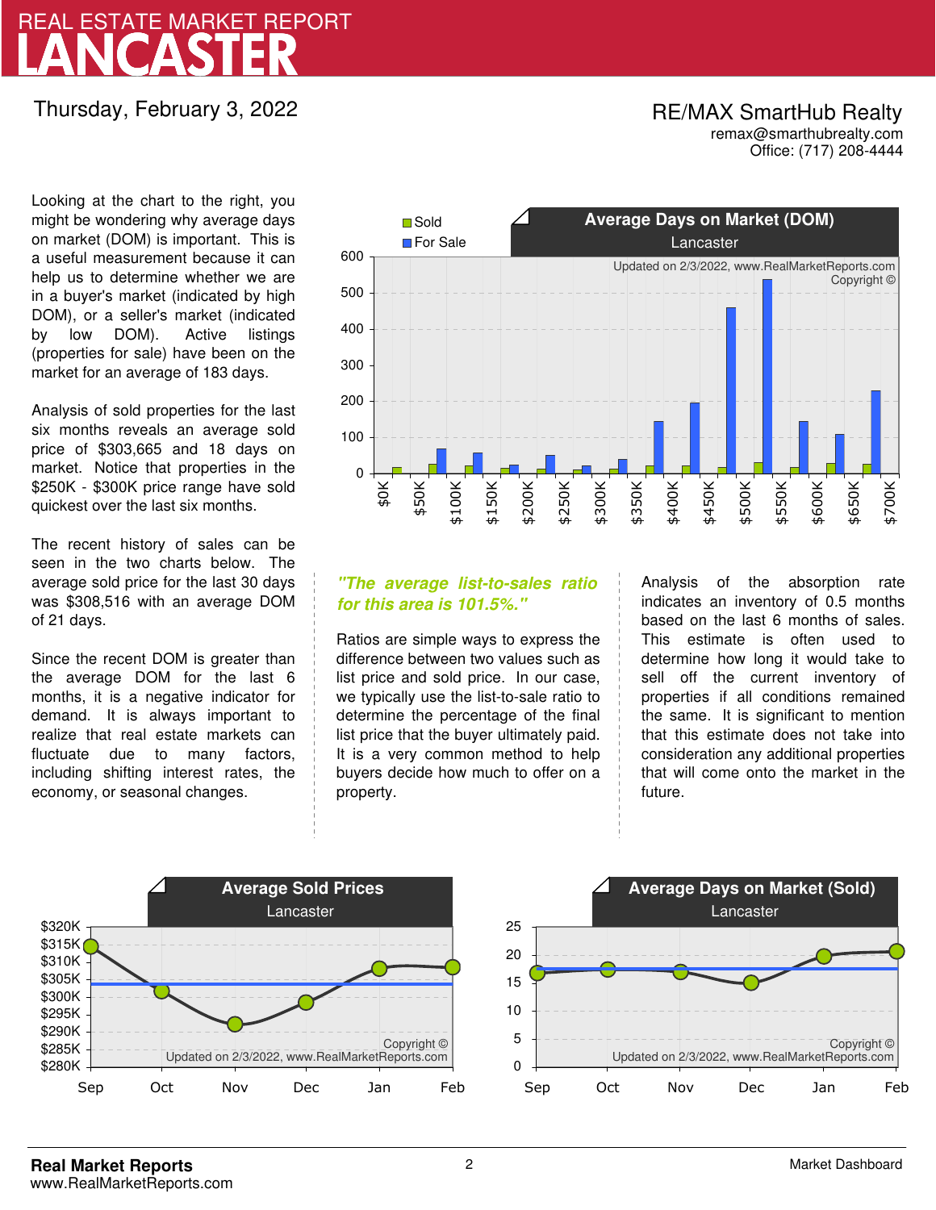# REAL ESTATE MARKET REPORT
# LANCASTER

Thursday, February 3, 2022

**RE/MAX SmartHub Realty**
remax@smarthubrealty.com
Office: (717) 208-4444

Looking at the chart to the right, you might be wondering why average days on market (DOM) is important. This is a useful measurement because it can help us to determine whether we are in a buyer's market (indicated by high DOM), or a seller's market (indicated by low DOM). Active listings (properties for sale) have been on the market for an average of 183 days.

Analysis of sold properties for the last six months reveals an average sold price of $303,665 and 18 days on market. Notice that properties in the $250K - $300K price range have sold quickest over the last six months.

The recent history of sales can be seen in the two charts below. The average sold price for the last 30 days was $308,516 with an average DOM of 21 days.

Since the recent DOM is greater than the average DOM for the last 6 months, it is a negative indicator for demand. It is always important to realize that real estate markets can fluctuate due to many factors, including shifting interest rates, the economy, or seasonal changes.

**Average Days on Market (DOM)**
Lancaster

Updated on 2/3/2022, www.RealMarketReports.com
Copyright ©

***"The average list-to-sales ratio for this area is 101.5%."***

Ratios are simple ways to express the difference between two values such as list price and sold price. In our case, we typically use the list-to-sale ratio to determine the percentage of the final list price that the buyer ultimately paid. It is a very common method to help buyers decide how much to offer on a property.

Analysis of the absorption rate indicates an inventory of 0.5 months based on the last 6 months of sales. This estimate is often used to determine how long it would take to sell off the current inventory of properties if all conditions remained the same. It is significant to mention that this estimate does not take into consideration any additional properties that will come onto the market in the future.

**Average Sold Prices**
Lancaster

Copyright ©
Updated on 2/3/2022, www.RealMarketReports.com

**Average Days on Market (Sold)**
Lancaster

Copyright ©
Updated on 2/3/2022, www.RealMarketReports.com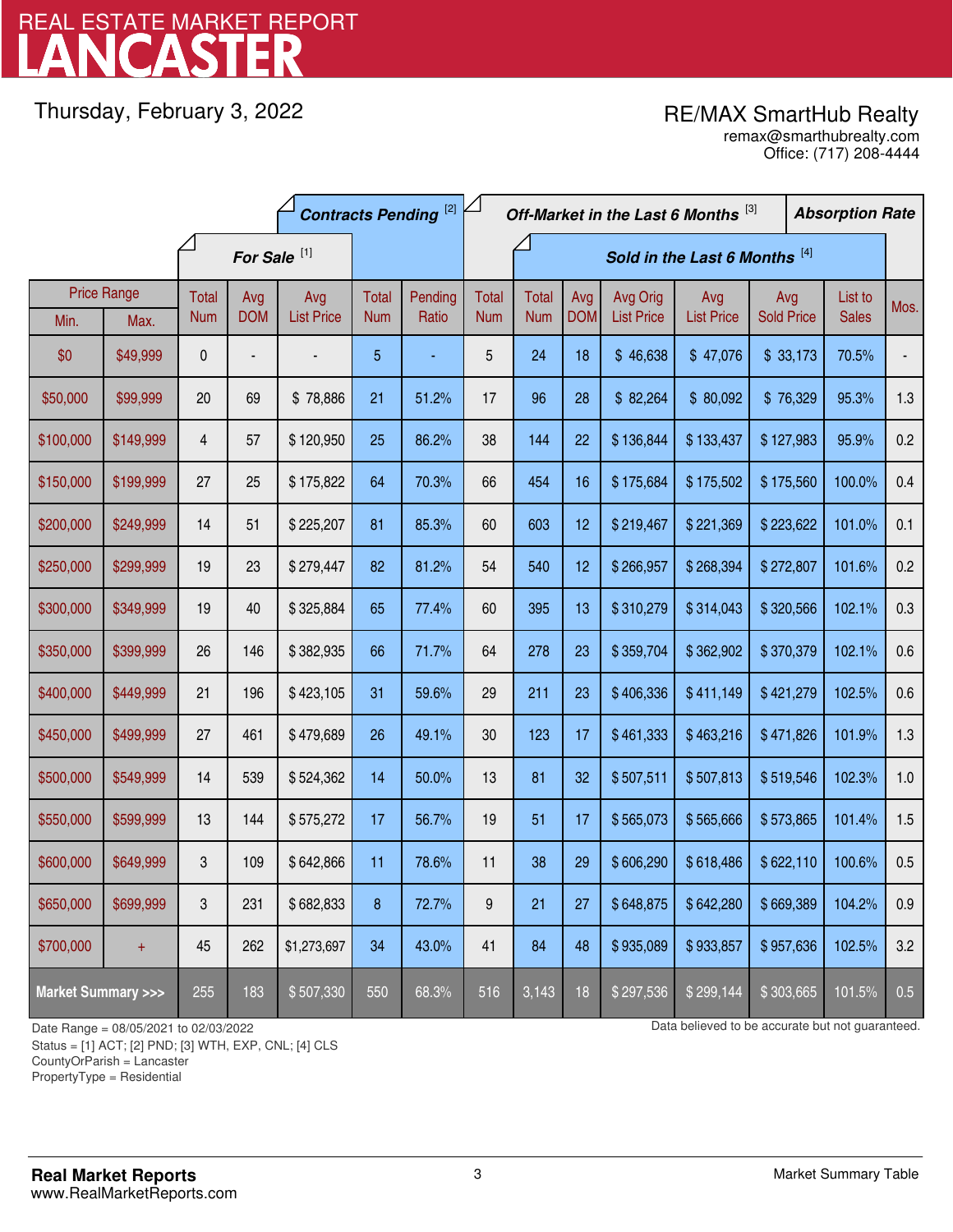# LANCASTER
## REAL ESTATE MARKET REPORT

Thursday, February 3, 2022

RE/MAX SmartHub Realty
remax@smarthubrealty.com
Office: (717) 208-4444

| Price Range | | For Sale [1] | | | Contracts Pending [2] | | Off-Market in the Last 6 Months [3] | Sold in the Last 6 Months [4] | | | | | | Absorption Rate |
|---|---|---|---|---|---|---|---|---|---|---|---|---|---|---|
| Min. | Max. | Total Num | Avg DOM | Avg List Price | Total Num | Pending Ratio | Total Num | Total Num | Avg DOM | Avg Orig List Price | Avg List Price | Avg Sold Price | List to Sales | Mos. |
| $0 | $49,999 | 0 | - | - | 5 | - | 5 | 24 | 18 | $ 46,638 | $ 47,076 | $ 33,173 | 70.5% | - |
| $50,000 | $99,999 | 20 | 69 | $ 78,886 | 21 | 51.2% | 17 | 96 | 28 | $ 82,264 | $ 80,092 | $ 76,329 | 95.3% | 1.3 |
| $100,000 | $149,999 | 4 | 57 | $ 120,950 | 25 | 86.2% | 38 | 144 | 22 | $ 136,844 | $ 133,437 | $ 127,983 | 95.9% | 0.2 |
| $150,000 | $199,999 | 27 | 25 | $ 175,822 | 64 | 70.3% | 66 | 454 | 16 | $ 175,684 | $ 175,502 | $ 175,560 | 100.0% | 0.4 |
| $200,000 | $249,999 | 14 | 51 | $ 225,207 | 81 | 85.3% | 60 | 603 | 12 | $ 219,467 | $ 221,369 | $ 223,622 | 101.0% | 0.1 |
| $250,000 | $299,999 | 19 | 23 | $ 279,447 | 82 | 81.2% | 54 | 540 | 12 | $ 266,957 | $ 268,394 | $ 272,807 | 101.6% | 0.2 |
| $300,000 | $349,999 | 19 | 40 | $ 325,884 | 65 | 77.4% | 60 | 395 | 13 | $ 310,279 | $ 314,043 | $ 320,566 | 102.1% | 0.3 |
| $350,000 | $399,999 | 26 | 146 | $ 382,935 | 66 | 71.7% | 64 | 278 | 23 | $ 359,704 | $ 362,902 | $ 370,379 | 102.1% | 0.6 |
| $400,000 | $449,999 | 21 | 196 | $ 423,105 | 31 | 59.6% | 29 | 211 | 23 | $ 406,336 | $ 411,149 | $ 421,279 | 102.5% | 0.6 |
| $450,000 | $499,999 | 27 | 461 | $ 479,689 | 26 | 49.1% | 30 | 123 | 17 | $ 461,333 | $ 463,216 | $ 471,826 | 101.9% | 1.3 |
| $500,000 | $549,999 | 14 | 539 | $ 524,362 | 14 | 50.0% | 13 | 81 | 32 | $ 507,511 | $ 507,813 | $ 519,546 | 102.3% | 1.0 |
| $550,000 | $599,999 | 13 | 144 | $ 575,272 | 17 | 56.7% | 19 | 51 | 17 | $ 565,073 | $ 565,666 | $ 573,865 | 101.4% | 1.5 |
| $600,000 | $649,999 | 3 | 109 | $ 642,866 | 11 | 78.6% | 11 | 38 | 29 | $ 606,290 | $ 618,486 | $ 622,110 | 100.6% | 0.5 |
| $650,000 | $699,999 | 3 | 231 | $ 682,833 | 8 | 72.7% | 9 | 21 | 27 | $ 648,875 | $ 642,280 | $ 669,389 | 104.2% | 0.9 |
| $700,000 | + | 45 | 262 | $1,273,697 | 34 | 43.0% | 41 | 84 | 48 | $ 935,089 | $ 933,857 | $ 957,636 | 102.5% | 3.2 |
| **Market Summary >>>** | | 255 | 183 | $ 507,330 | 550 | 68.3% | 516 | 3,143 | 18 | $ 297,536 | $ 299,144 | $ 303,665 | 101.5% | 0.5 |

Date Range = 08/05/2021 to 02/03/2022
Status = [1] ACT; [2] PND; [3] WTH, EXP, CNL; [4] CLS
CountyOrParish = Lancaster
PropertyType = Residential

Data believed to be accurate but not guaranteed.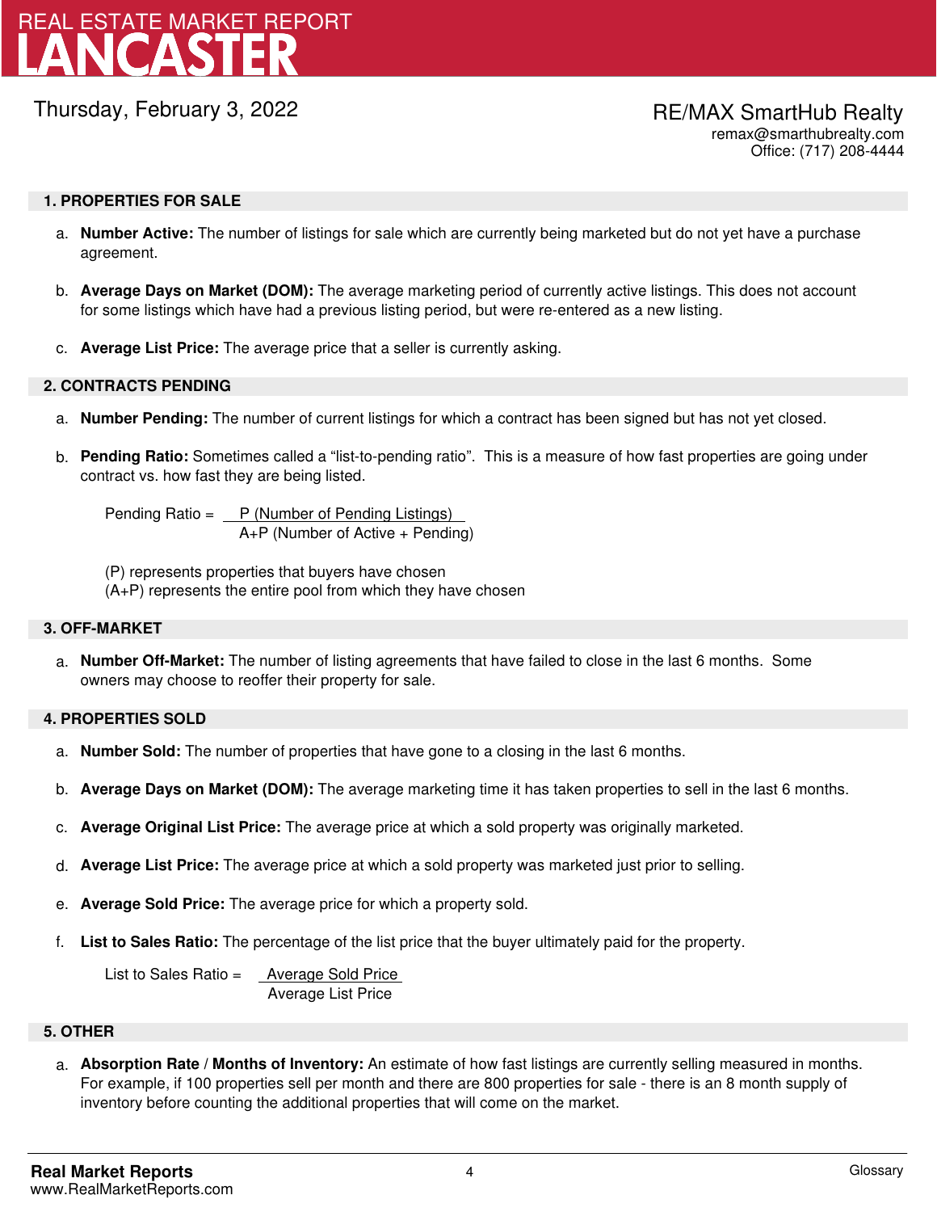# REAL ESTATE MARKET REPORT LANCASTER

Thursday, February 3, 2022

RE/MAX SmartHub Realty
remax@smarthubrealty.com
Office: (717) 208-4444

## 1. PROPERTIES FOR SALE

a. **Number Active:** The number of listings for sale which are currently being marketed but do not yet have a purchase agreement.

b. **Average Days on Market (DOM):** The average marketing period of currently active listings. This does not account for some listings which have had a previous listing period, but were re-entered as a new listing.

c. **Average List Price:** The average price that a seller is currently asking.

## 2. CONTRACTS PENDING

a. **Number Pending:** The number of current listings for which a contract has been signed but has not yet closed.

b. **Pending Ratio:** Sometimes called a "list-to-pending ratio". This is a measure of how fast properties are going under contract vs. how fast they are being listed.

$$\text{Pending Ratio} = \frac{\text{P (Number of Pending Listings)}}{\text{A+P (Number of Active + Pending)}}$$

(P) represents properties that buyers have chosen
(A+P) represents the entire pool from which they have chosen

## 3. OFF-MARKET

a. **Number Off-Market:** The number of listing agreements that have failed to close in the last 6 months. Some owners may choose to reoffer their property for sale.

## 4. PROPERTIES SOLD

a. **Number Sold:** The number of properties that have gone to a closing in the last 6 months.

b. **Average Days on Market (DOM):** The average marketing time it has taken properties to sell in the last 6 months.

c. **Average Original List Price:** The average price at which a sold property was originally marketed.

d. **Average List Price:** The average price at which a sold property was marketed just prior to selling.

e. **Average Sold Price:** The average price for which a property sold.

f. **List to Sales Ratio:** The percentage of the list price that the buyer ultimately paid for the property.

$$\text{List to Sales Ratio} = \frac{\text{Average Sold Price}}{\text{Average List Price}}$$

## 5. OTHER

a. **Absorption Rate / Months of Inventory:** An estimate of how fast listings are currently selling measured in months. For example, if 100 properties sell per month and there are 800 properties for sale - there is an 8 month supply of inventory before counting the additional properties that will come on the market.

**Real Market Reports**
www.RealMarketReports.com

Glossary